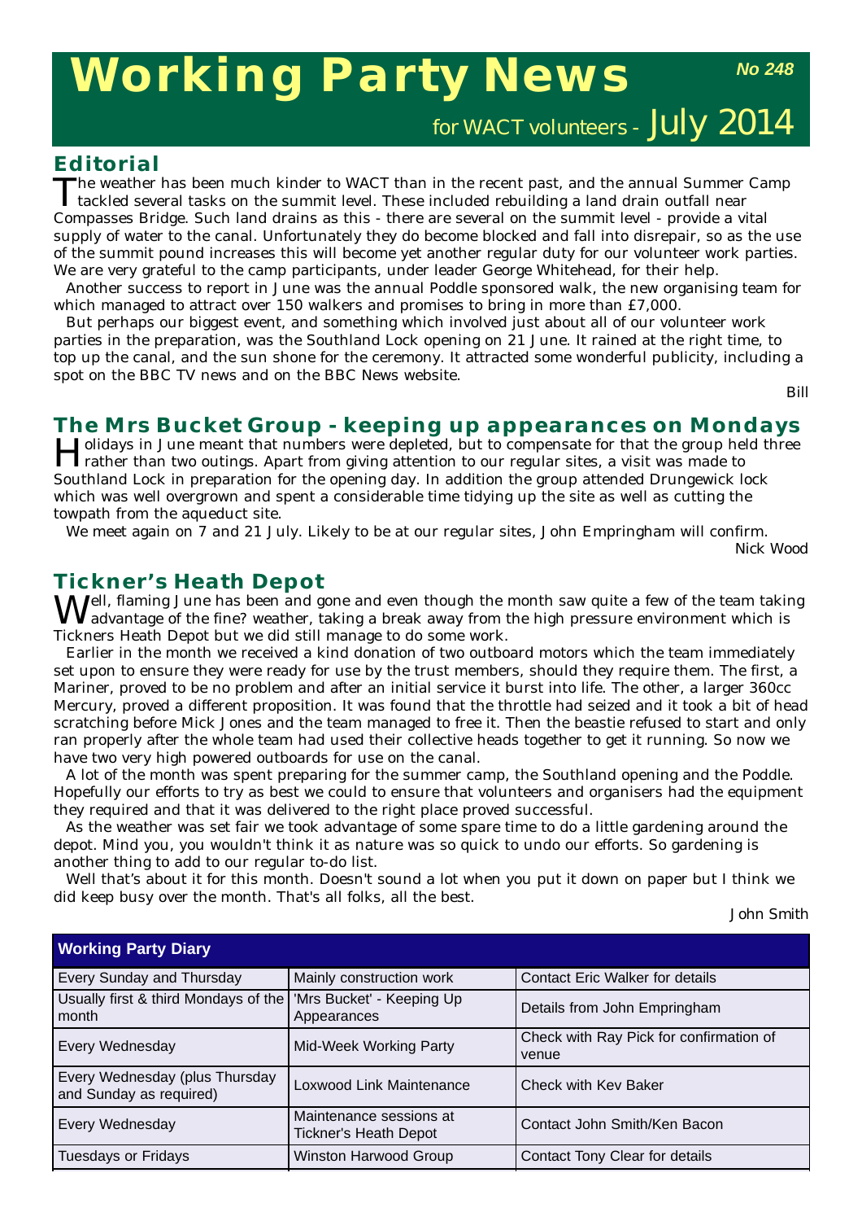# Working Party News

**No 248**

for WACT volunteers - July 2014

## Editorial

The weather has been much kinder to WACT than in the recent past, and the annual Summer Camp tackled several tasks on the summit level. These included rebuilding a land drain outfall near Compasses Bridge. Such land drains as this - there are several on the summit level - provide a vital supply of water to the canal. Unfortunately they do become blocked and fall into disrepair, so as the use of the summit pound increases this will become yet another regular duty for our volunteer work parties. We are very grateful to the camp participants, under leader George Whitehead, for their help.

Another success to report in June was the annual Poddle sponsored walk, the new organising team for which managed to attract over 150 walkers and promises to bring in more than £7,000.

But perhaps our biggest event, and something which involved just about all of our volunteer work parties in the preparation, was the Southland Lock opening on 21 June. It rained at the right time, to top up the canal, and the sun shone for the ceremony. It attracted some wonderful publicity, including a spot on the BBC TV news and on the BBC News website.

Bill

## The Mrs Bucket Group - keeping up appearances on Mondays

Holidays in June meant that numbers were depleted, but to compensate for that the group held three rather than two outings. Apart from giving attention to our regular sites, a visit was made to Southland Lock in preparation for the opening day. In addition the group attended Drungewick lock which was well overgrown and spent a considerable time tidying up the site as well as cutting the towpath from the aqueduct site.

We meet again on 7 and 21 July. Likely to be at our regular sites, John Empringham will confirm.

Nick Wood

## Tickner's Heath Depot

Well, flaming June has been and gone and even though the month saw quite a few of the team taking advantage of the fine? weather, taking a break away from the high pressure environment which is Tickners Heath Depot but we did still manage to do some work.

Earlier in the month we received a kind donation of two outboard motors which the team immediately set upon to ensure they were ready for use by the trust members, should they require them. The first, a Mariner, proved to be no problem and after an initial service it burst into life. The other, a larger 360cc Mercury, proved a different proposition. It was found that the throttle had seized and it took a bit of head scratching before Mick Jones and the team managed to free it. Then the beastie refused to start and only ran properly after the whole team had used their collective heads together to get it running. So now we have two very high powered outboards for use on the canal.

A lot of the month was spent preparing for the summer camp, the Southland opening and the Poddle. Hopefully our efforts to try as best we could to ensure that volunteers and organisers had the equipment they required and that it was delivered to the right place proved successful.

As the weather was set fair we took advantage of some spare time to do a little gardening around the depot. Mind you, you wouldn't think it as nature was so quick to undo our efforts. So gardening is another thing to add to our regular to-do list.

Well that's about it for this month. Doesn't sound a lot when you put it down on paper but I think we did keep busy over the month. That's all folks, all the best.

John Smith

| Working Party Diary | | |
|---|---|---|
| Every Sunday and Thursday | Mainly construction work | Contact Eric Walker for details |
| Usually first & third Mondays of the month | 'Mrs Bucket' - Keeping Up Appearances | Details from John Empringham |
| Every Wednesday | Mid-Week Working Party | Check with Ray Pick for confirmation of venue |
| Every Wednesday (plus Thursday and Sunday as required) | Loxwood Link Maintenance | Check with Kev Baker |
| Every Wednesday | Maintenance sessions at Tickner's Heath Depot | Contact John Smith/Ken Bacon |
| Tuesdays or Fridays | Winston Harwood Group | Contact Tony Clear for details |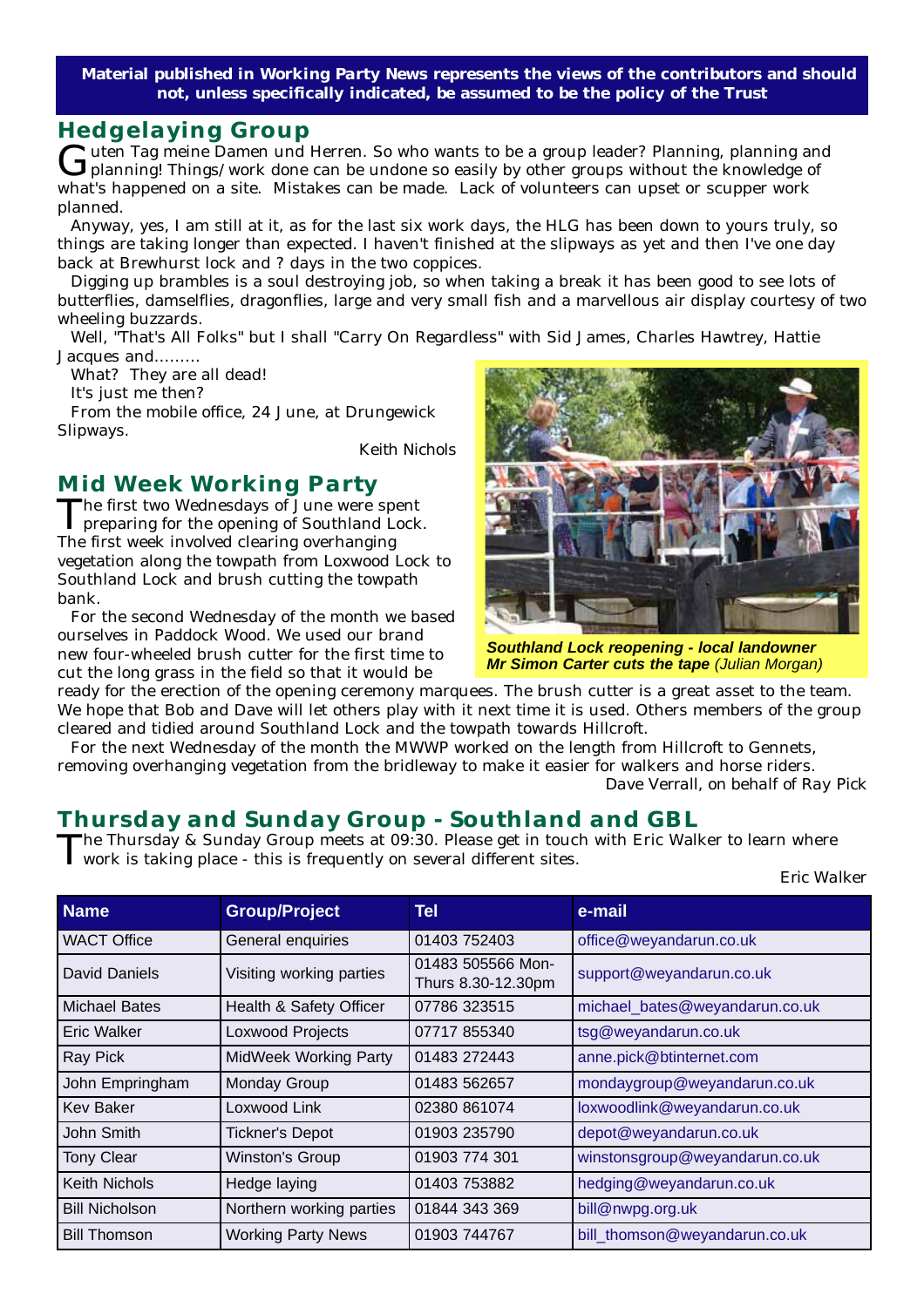**Material published in Working Party News represents the views of the contributors and should not, unless specifically indicated, be assumed to be the policy of the Trust**

## Hedgelaying Group

Guten Tag meine Damen und Herren. So who wants to be a group leader? Planning, planning and planning! Things/work done can be undone so easily by other groups without the knowledge of what's happened on a site. Mistakes can be made. Lack of volunteers can upset or scupper work planned.

Anyway, yes, I am still at it, as for the last six work days, the HLG has been down to yours truly, so things are taking longer than expected. I haven't finished at the slipways as yet and then I've one day back at Brewhurst lock and ? days in the two coppices.

Digging up brambles is a soul destroying job, so when taking a break it has been good to see lots of butterflies, damselflies, dragonflies, large and very small fish and a marvellous air display courtesy of two wheeling buzzards.

Well, "That's All Folks" but I shall "Carry On Regardless" with Sid James, Charles Hawtrey, Hattie Jacques and.........

What? They are all dead!

It's just me then?

From the mobile office, 24 June, at Drungewick Slipways.

Keith Nichols

## Mid Week Working Party

The first two Wednesdays of June were spent preparing for the opening of Southland Lock. The first week involved clearing overhanging vegetation along the towpath from Loxwood Lock to Southland Lock and brush cutting the towpath bank.

For the second Wednesday of the month we based ourselves in Paddock Wood. We used our brand new four-wheeled brush cutter for the first time to cut the long grass in the field so that it would be ready for the erection of the opening ceremony marquees. The brush cutter is a great asset to the team. We hope that Bob and Dave will let others play with it next time it is used. Others members of the group cleared and tidied around Southland Lock and the towpath towards Hillcroft.

***Southland Lock reopening - local landowner Mr Simon Carter cuts the tape*** *(Julian Morgan)*

For the next Wednesday of the month the MWWP worked on the length from Hillcroft to Gennets, removing overhanging vegetation from the bridleway to make it easier for walkers and horse riders.

Dave Verrall, on behalf of Ray Pick

## Thursday and Sunday Group - Southland and GBL

The Thursday & Sunday Group meets at 09:30. Please get in touch with Eric Walker to learn where work is taking place - this is frequently on several different sites.

Eric Walker

| Name | Group/Project | Tel | e-mail |
|---|---|---|---|
| WACT Office | General enquiries | 01403 752403 | office@weyandarun.co.uk |
| David Daniels | Visiting working parties | 01483 505566 Mon-Thurs 8.30-12.30pm | support@weyandarun.co.uk |
| Michael Bates | Health & Safety Officer | 07786 323515 | michael_bates@weyandarun.co.uk |
| Eric Walker | Loxwood Projects | 07717 855340 | tsg@weyandarun.co.uk |
| Ray Pick | MidWeek Working Party | 01483 272443 | anne.pick@btinternet.com |
| John Empringham | Monday Group | 01483 562657 | mondaygroup@weyandarun.co.uk |
| Kev Baker | Loxwood Link | 02380 861074 | loxwoodlink@weyandarun.co.uk |
| John Smith | Tickner's Depot | 01903 235790 | depot@weyandarun.co.uk |
| Tony Clear | Winston's Group | 01903 774 301 | winstonsgroup@weyandarun.co.uk |
| Keith Nichols | Hedge laying | 01403 753882 | hedging@weyandarun.co.uk |
| Bill Nicholson | Northern working parties | 01844 343 369 | bill@nwpg.org.uk |
| Bill Thomson | Working Party News | 01903 744767 | bill_thomson@weyandarun.co.uk |